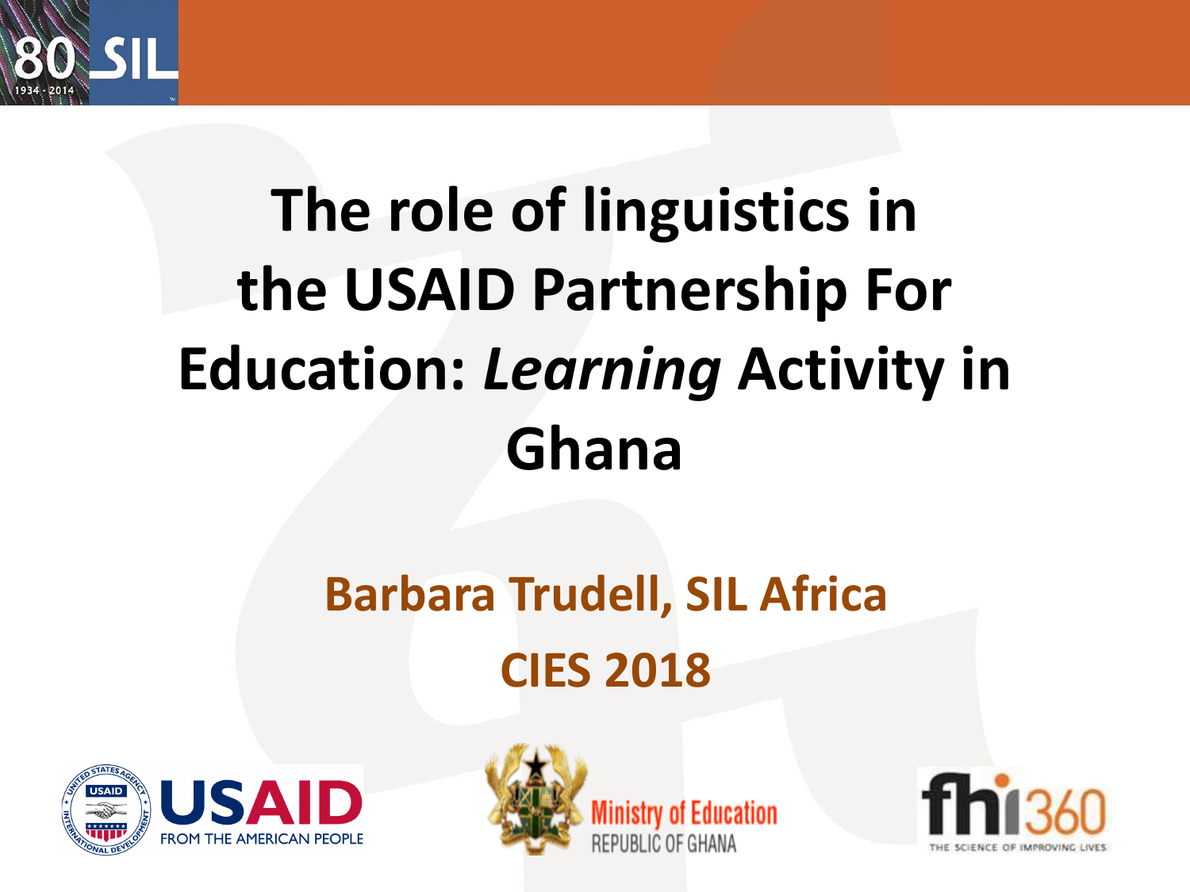# The role of linguistics in the USAID Partnership For Education: *Learning* Activity in Ghana

**Barbara Trudell, SIL Africa**

**CIES 2018**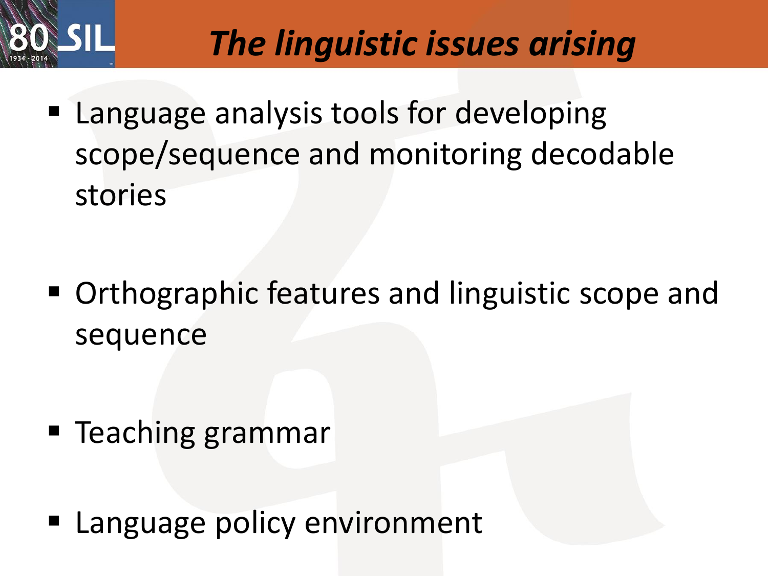# *The linguistic issues arising*

- Language analysis tools for developing scope/sequence and monitoring decodable stories
- Orthographic features and linguistic scope and sequence
- Teaching grammar
- Language policy environment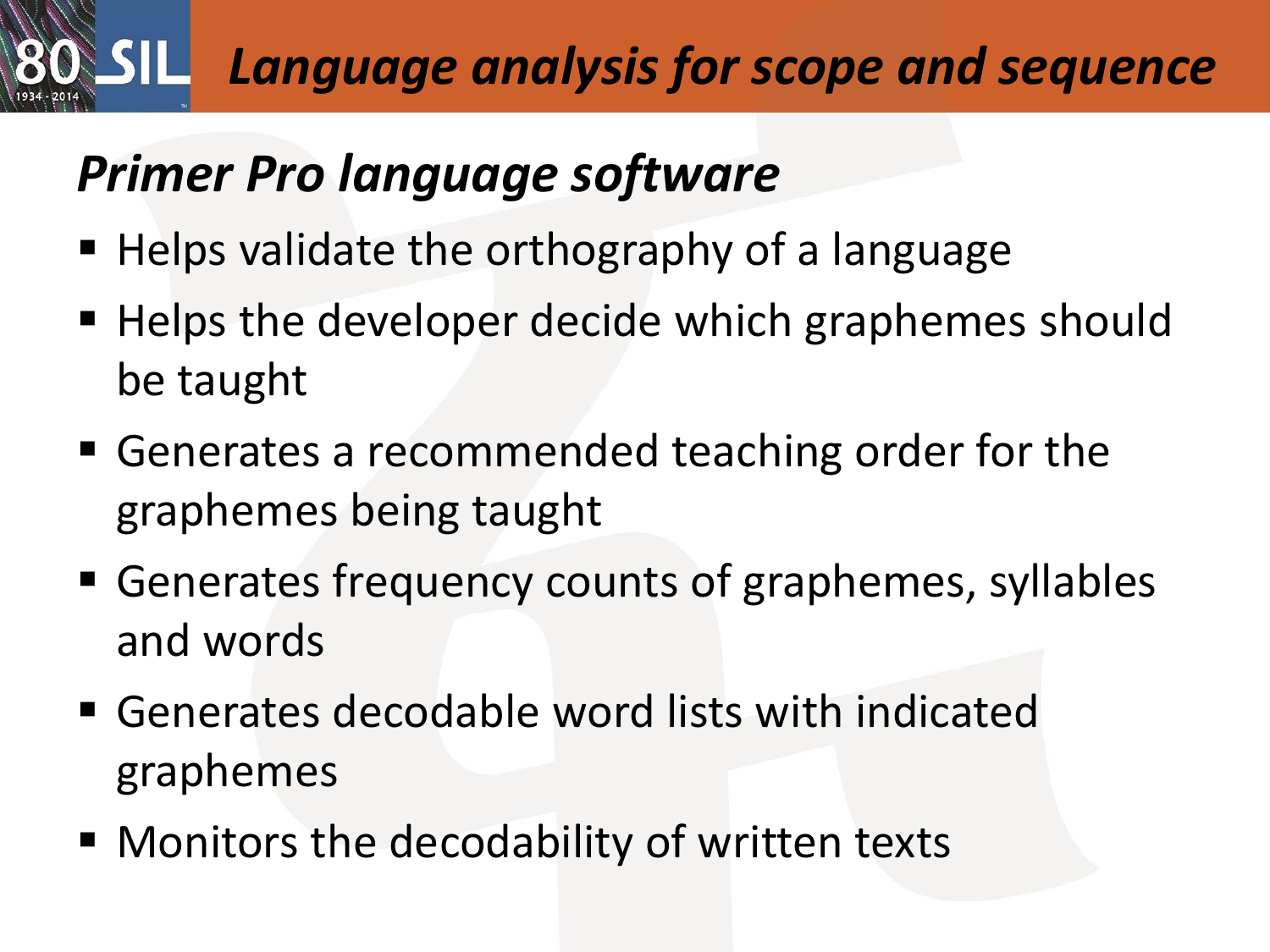# Language analysis for scope and sequence

## *Primer Pro language software*

- Helps validate the orthography of a language
- Helps the developer decide which graphemes should be taught
- Generates a recommended teaching order for the graphemes being taught
- Generates frequency counts of graphemes, syllables and words
- Generates decodable word lists with indicated graphemes
- Monitors the decodability of written texts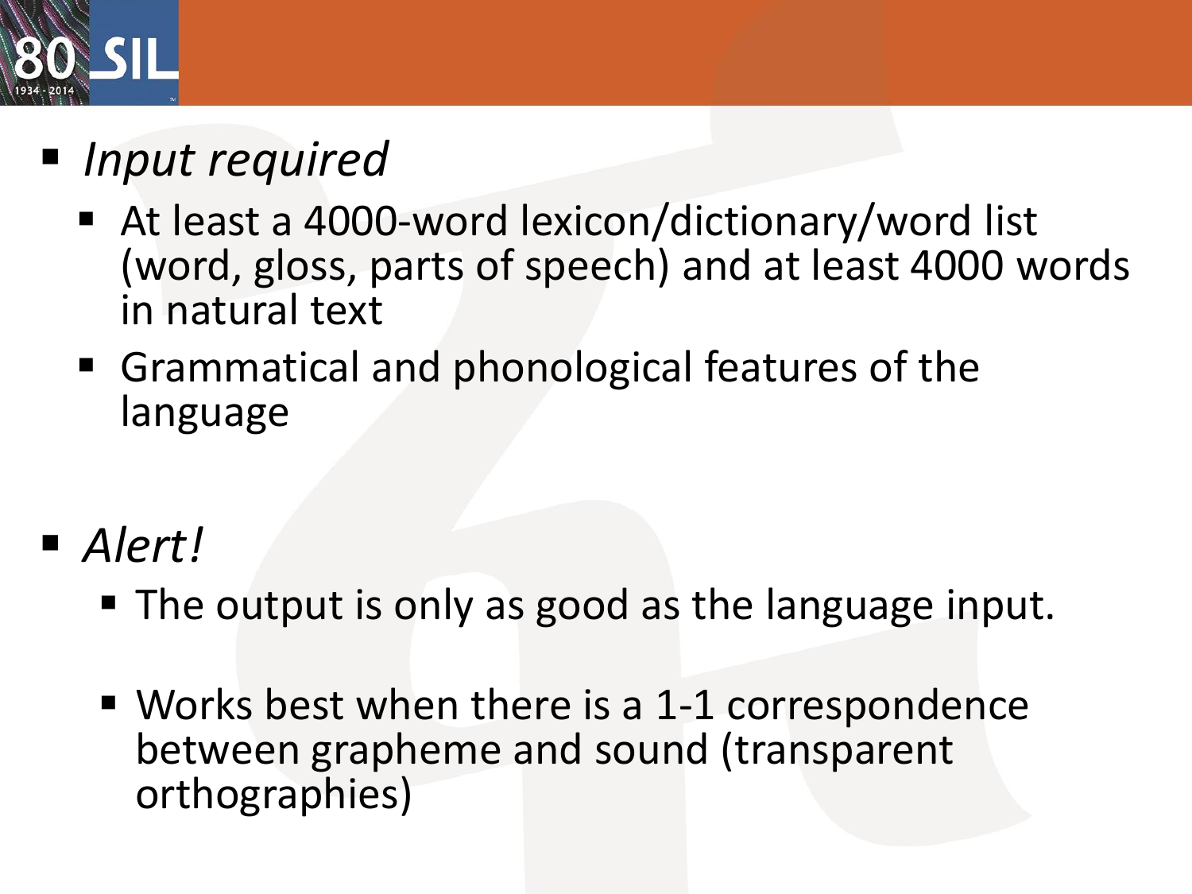- *Input required*
  - At least a 4000-word lexicon/dictionary/word list (word, gloss, parts of speech) and at least 4000 words in natural text
  - Grammatical and phonological features of the language

- *Alert!*
  - The output is only as good as the language input.
  - Works best when there is a 1-1 correspondence between grapheme and sound (transparent orthographies)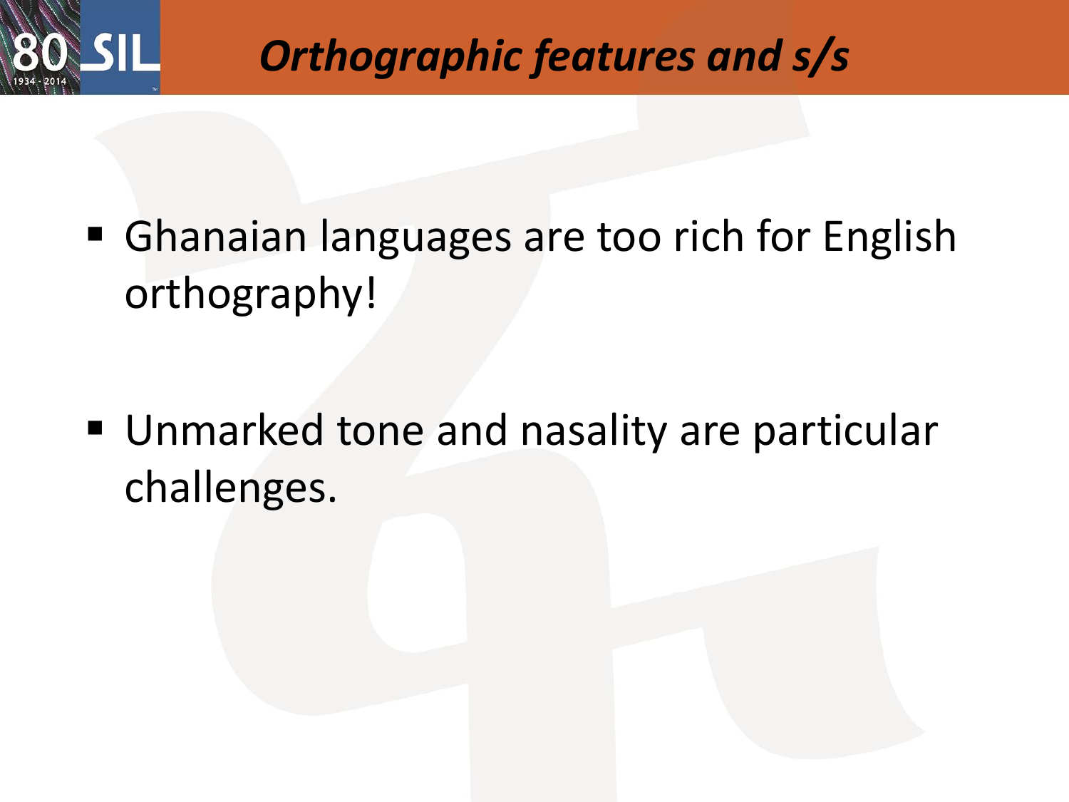# *Orthographic features and s/s*

- Ghanaian languages are too rich for English orthography!

- Unmarked tone and nasality are particular challenges.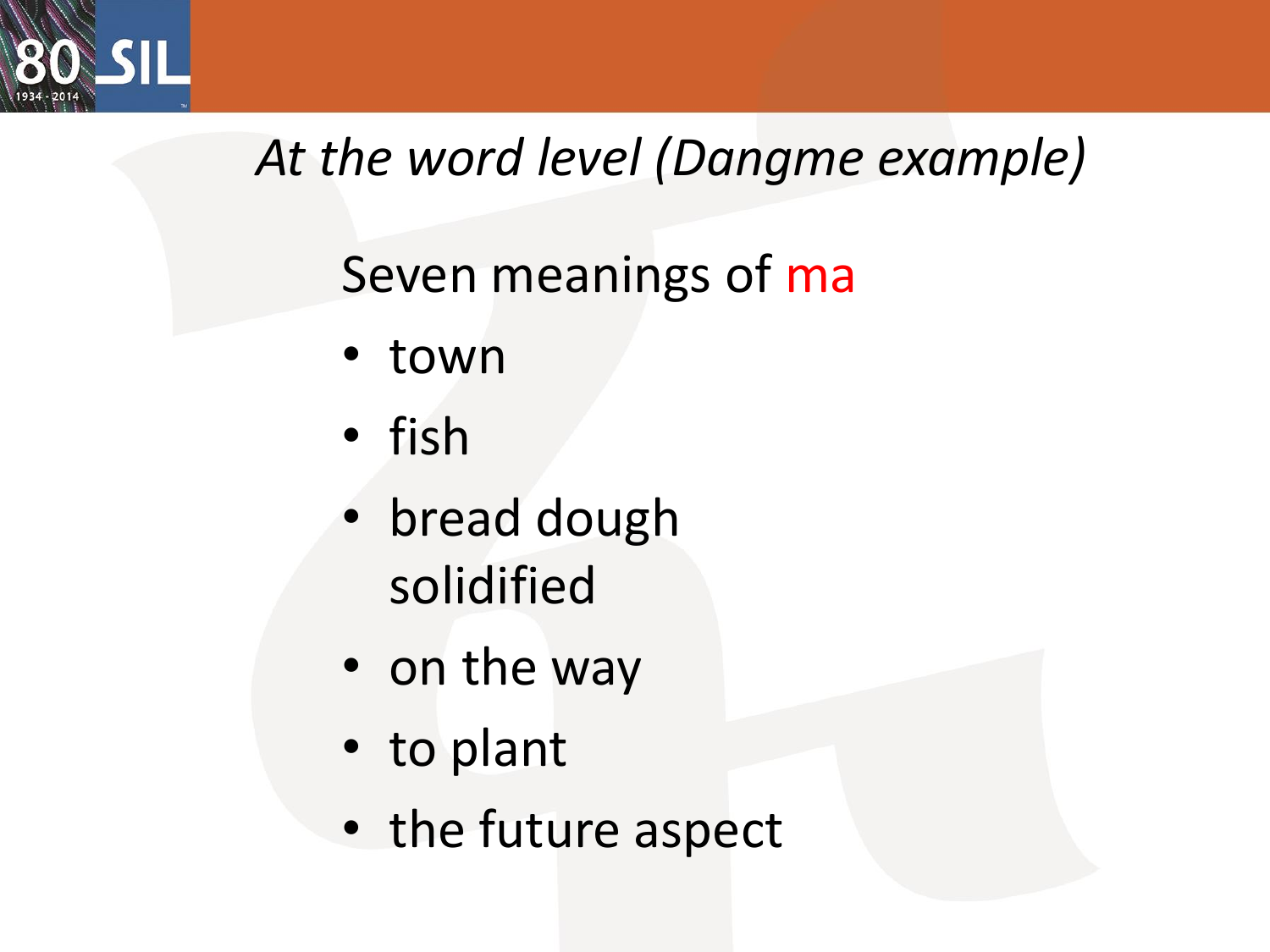## *At the word level (Dangme example)*

Seven meanings of ma

- town
- fish
- bread dough solidified
- on the way
- to plant
- the future aspect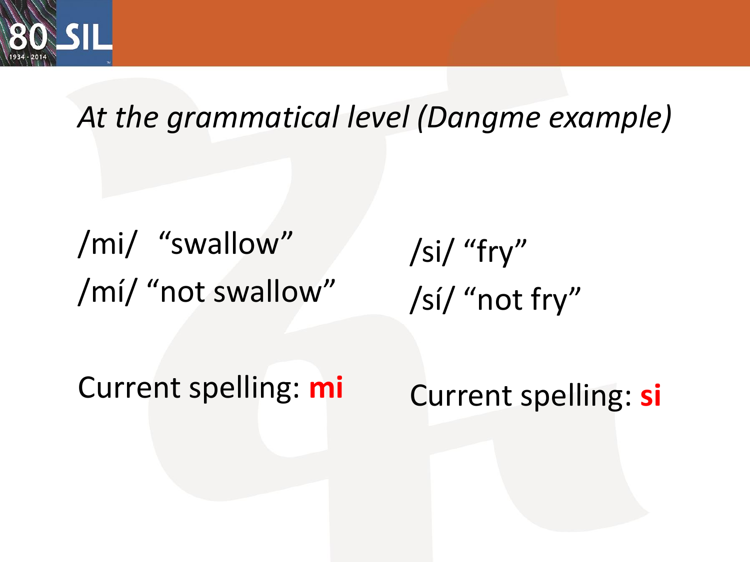*At the grammatical level (Dangme example)*

/mi/ "swallow"
/mí/ "not swallow"

Current spelling: **mi**

/si/ "fry"
/sí/ "not fry"

Current spelling: **si**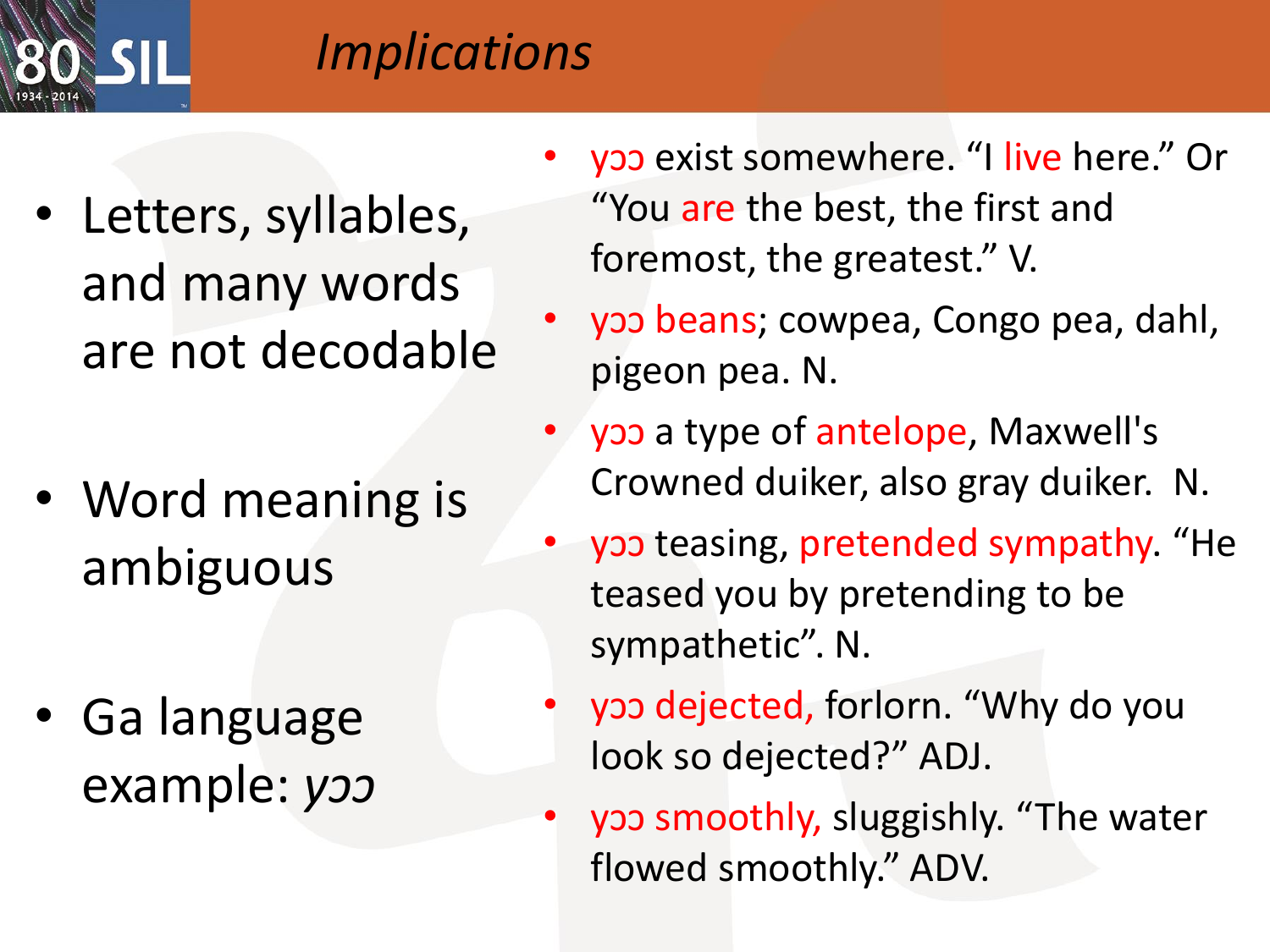# Implications

- Letters, syllables, and many words are not decodable
- Word meaning is ambiguous
- Ga language example: *yɔɔ*

- yɔɔ exist somewhere. “I live here.” Or “You are the best, the first and foremost, the greatest.” V.
- yɔɔ beans; cowpea, Congo pea, dahl, pigeon pea. N.
- yɔɔ a type of antelope, Maxwell's Crowned duiker, also gray duiker. N.
- yɔɔ teasing, pretended sympathy. “He teased you by pretending to be sympathetic”. N.
- yɔɔ dejected, forlorn. “Why do you look so dejected?” ADJ.
- yɔɔ smoothly, sluggishly. “The water flowed smoothly.” ADV.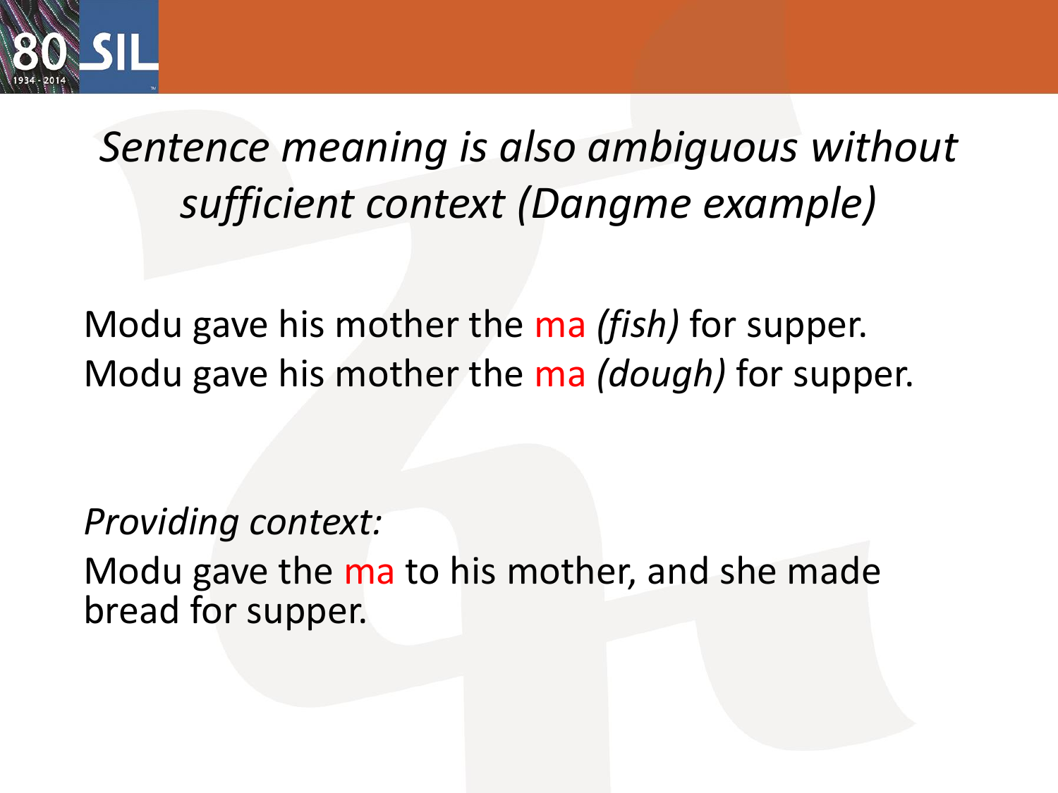# *Sentence meaning is also ambiguous without sufficient context (Dangme example)*

Modu gave his mother the ma *(fish)* for supper.
Modu gave his mother the ma *(dough)* for supper.

*Providing context:*
Modu gave the ma to his mother, and she made bread for supper.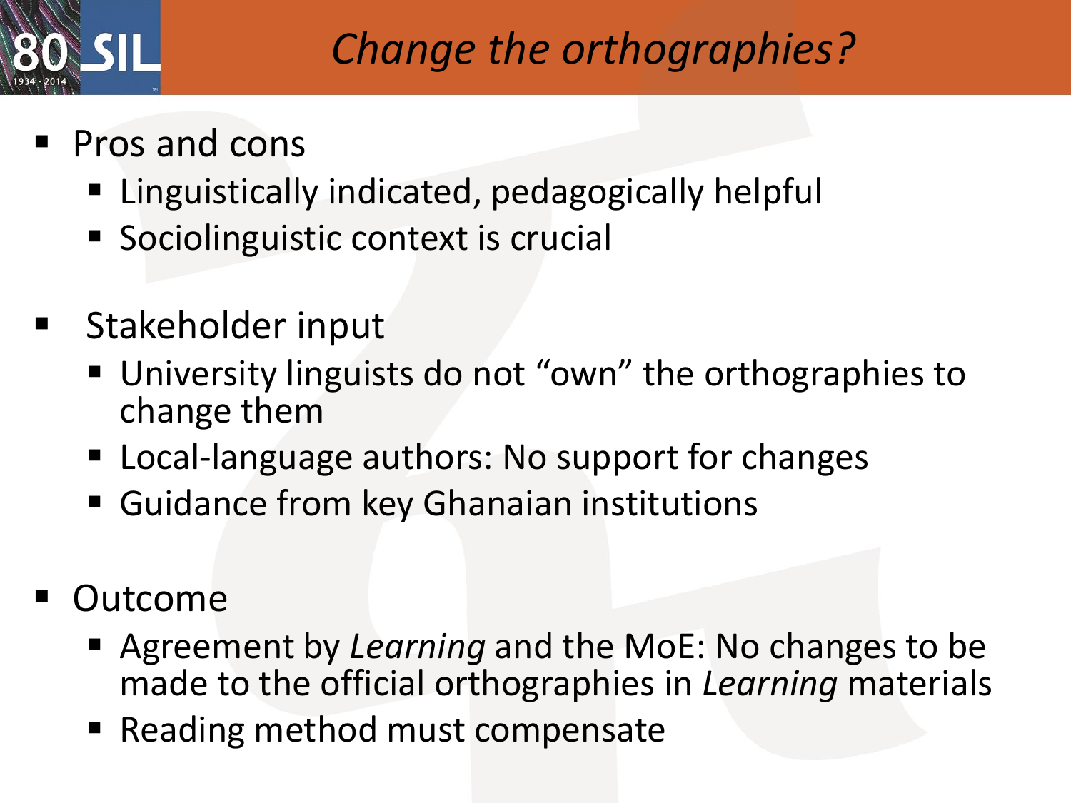# *Change the orthographies?*

- Pros and cons
  - Linguistically indicated, pedagogically helpful
  - Sociolinguistic context is crucial

- Stakeholder input
  - University linguists do not "own" the orthographies to change them
  - Local-language authors: No support for changes
  - Guidance from key Ghanaian institutions

- Outcome
  - Agreement by *Learning* and the MoE: No changes to be made to the official orthographies in *Learning* materials
  - Reading method must compensate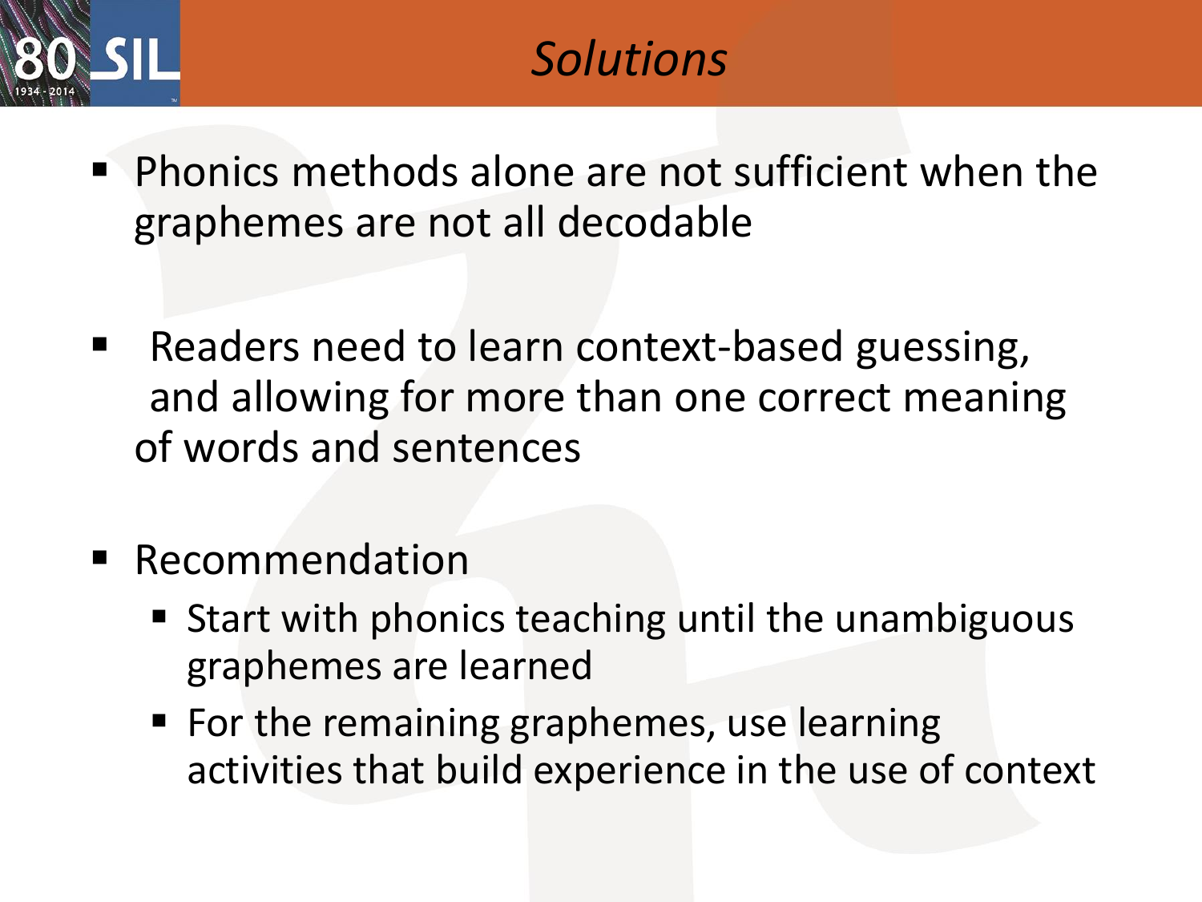# *Solutions*

- Phonics methods alone are not sufficient when the graphemes are not all decodable
- Readers need to learn context-based guessing, and allowing for more than one correct meaning of words and sentences
- Recommendation
  - Start with phonics teaching until the unambiguous graphemes are learned
  - For the remaining graphemes, use learning activities that build experience in the use of context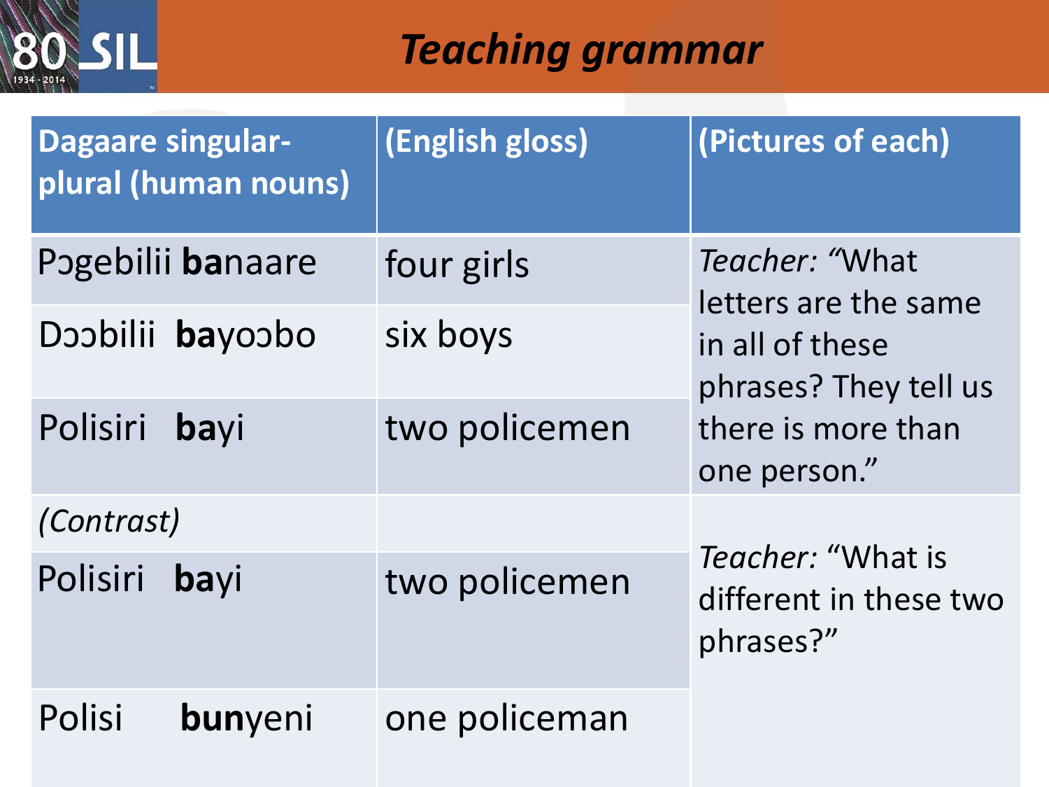# Teaching grammar

| Dagaare singular-plural (human nouns) | (English gloss) | (Pictures of each) |
|---|---|---|
| Pɔgebilii **ba**naare | four girls | *Teacher:* "What letters are the same in all of these phrases? They tell us there is more than one person." |
| Dɔɔbilii **ba**yoɔbo | six boys | |
| Polisiri **ba**yi | two policemen | |
| *(Contrast)* | | *Teacher:* "What is different in these two phrases?" |
| Polisiri **ba**yi | two policemen | |
| Polisi **bu**nyeni | one policeman | |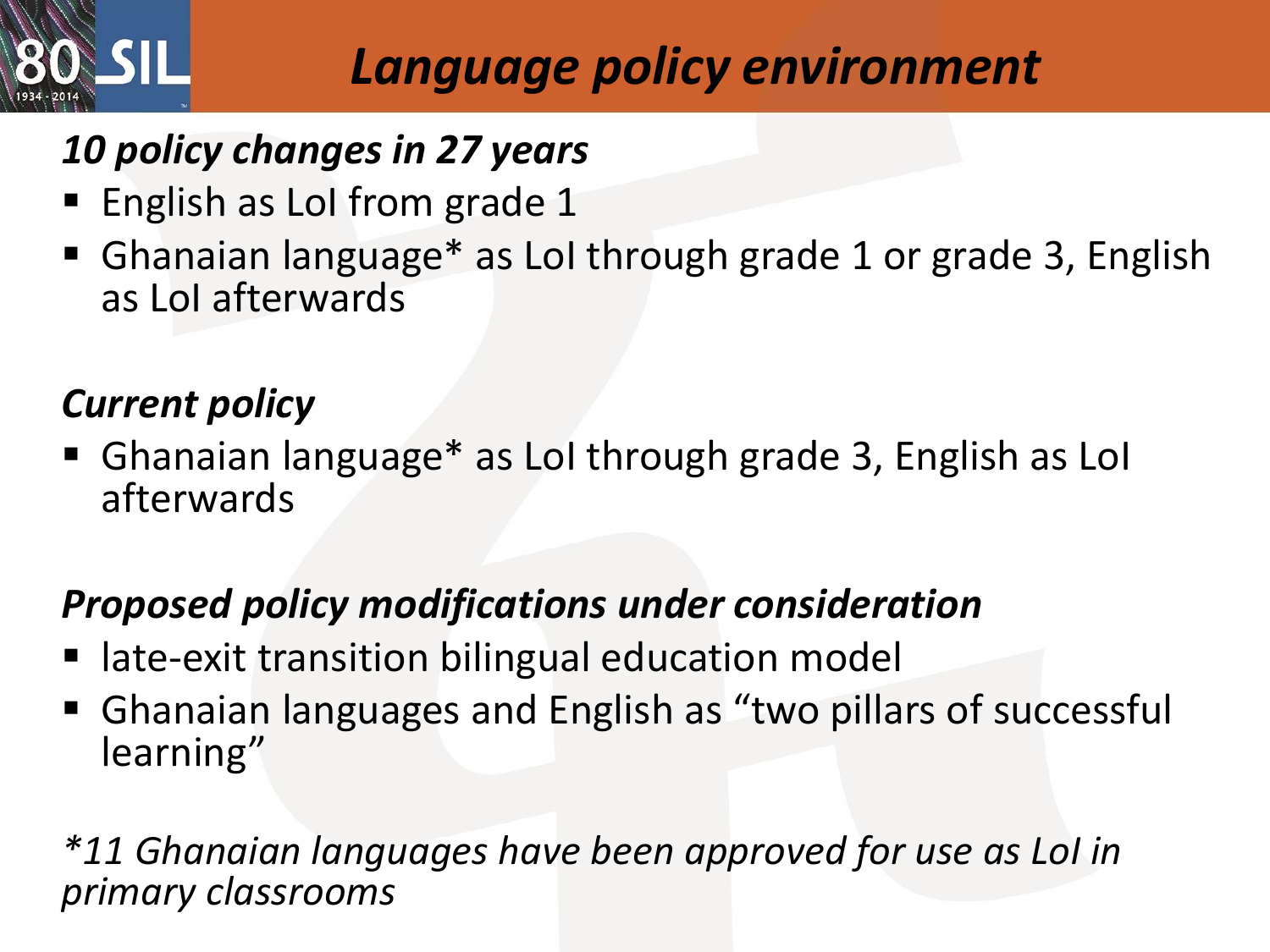# *Language policy environment*

***10 policy changes in 27 years***

- English as LoI from grade 1
- Ghanaian language* as LoI through grade 1 or grade 3, English as LoI afterwards

***Current policy***

- Ghanaian language* as LoI through grade 3, English as LoI afterwards

***Proposed policy modifications under consideration***

- late-exit transition bilingual education model
- Ghanaian languages and English as "two pillars of successful learning"

**11 Ghanaian languages have been approved for use as LoI in primary classrooms*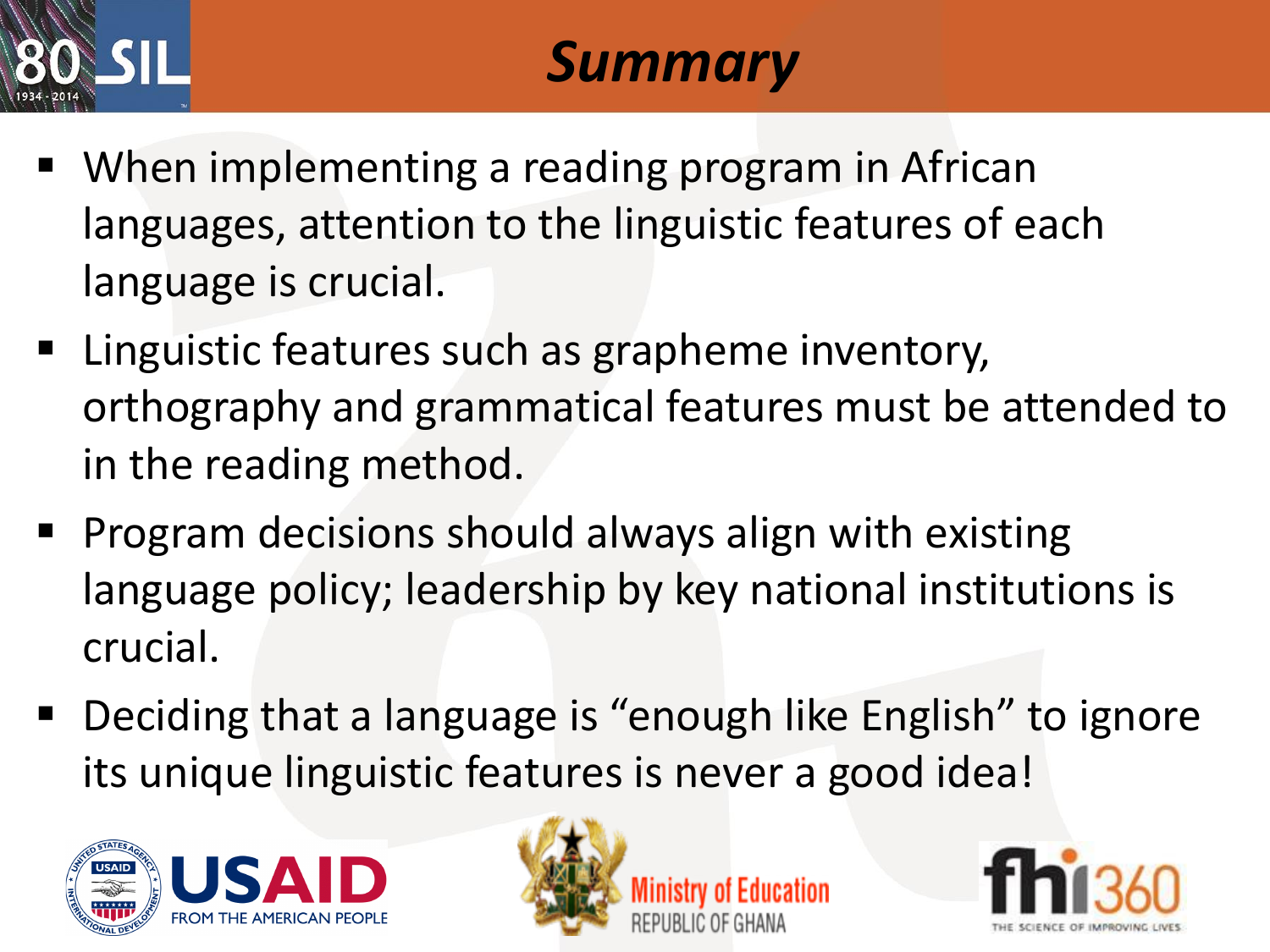# Summary

- When implementing a reading program in African languages, attention to the linguistic features of each language is crucial.
- Linguistic features such as grapheme inventory, orthography and grammatical features must be attended to in the reading method.
- Program decisions should always align with existing language policy; leadership by key national institutions is crucial.
- Deciding that a language is "enough like English" to ignore its unique linguistic features is never a good idea!